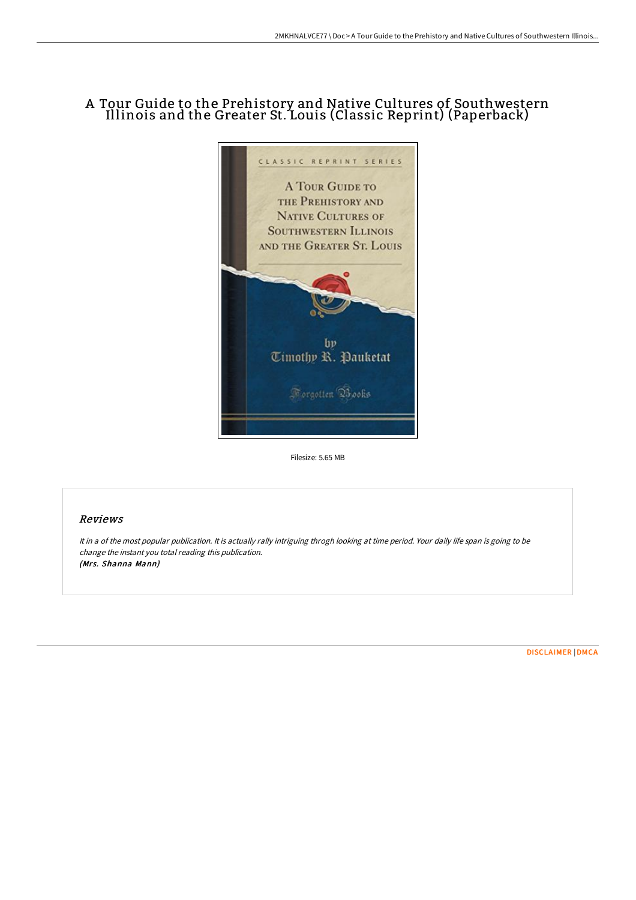# A Tour Guide to the Prehistory and Native Cultures of Southwestern Illinois and the Greater St. Louis (Classic Reprint) (Paperback)

Filesize: 5.65 MB

## Reviews

*It in a of the most popular publication. It is actually rally intriguing throgh looking at time period. Your daily life span is going to be change the instant you total reading this publication.*

***(Mrs. Shanna Mann)***

DISCLAIMER | DMCA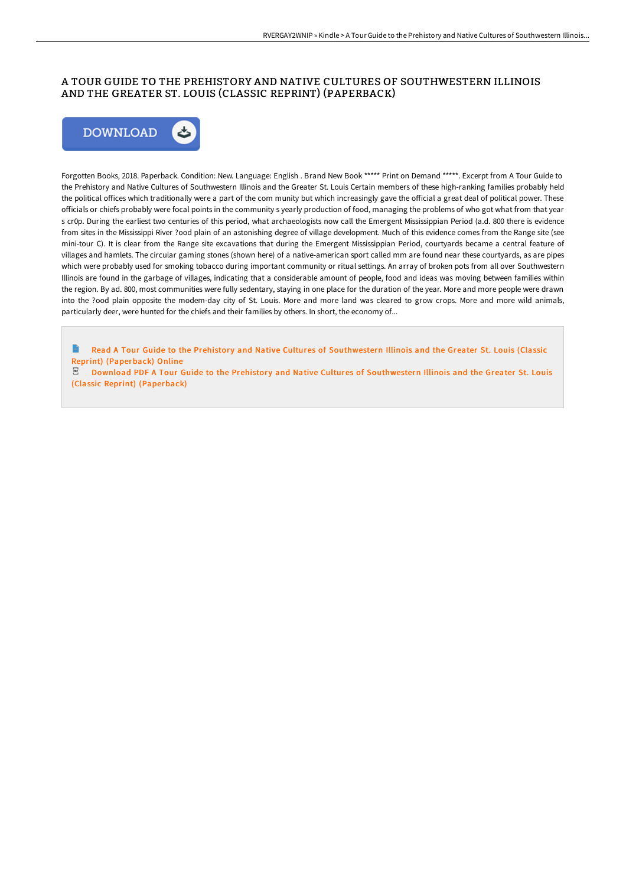# A TOUR GUIDE TO THE PREHISTORY AND NATIVE CULTURES OF SOUTHWESTERN ILLINOIS AND THE GREATER ST. LOUIS (CLASSIC REPRINT) (PAPERBACK)

Forgotten Books, 2018. Paperback. Condition: New. Language: English . Brand New Book ***** Print on Demand *****. Excerpt from A Tour Guide to the Prehistory and Native Cultures of Southwestern Illinois and the Greater St. Louis Certain members of these high-ranking families probably held the political offices which traditionally were a part of the com munity but which increasingly gave the official a great deal of political power. These officials or chiefs probably were focal points in the community s yearly production of food, managing the problems of who got what from that year s cr0p. During the earliest two centuries of this period, what archaeologists now call the Emergent Mississippian Period (a.d. 800 there is evidence from sites in the Mississippi River ?ood plain of an astonishing degree of village development. Much of this evidence comes from the Range site (see mini-tour C). It is clear from the Range site excavations that during the Emergent Mississippian Period, courtyards became a central feature of villages and hamlets. The circular gaming stones (shown here) of a native-american sport called mm are found near these courtyards, as are pipes which were probably used for smoking tobacco during important community or ritual settings. An array of broken pots from all over Southwestern Illinois are found in the garbage of villages, indicating that a considerable amount of people, food and ideas was moving between families within the region. By ad. 800, most communities were fully sedentary, staying in one place for the duration of the year. More and more people were drawn into the ?ood plain opposite the modem-day city of St. Louis. More and more land was cleared to grow crops. More and more wild animals, particularly deer, were hunted for the chiefs and their families by others. In short, the economy of...

Read A Tour Guide to the Prehistory and Native Cultures of Southwestern Illinois and the Greater St. Louis (Classic Reprint) (Paperback) Online

Download PDF A Tour Guide to the Prehistory and Native Cultures of Southwestern Illinois and the Greater St. Louis (Classic Reprint) (Paperback)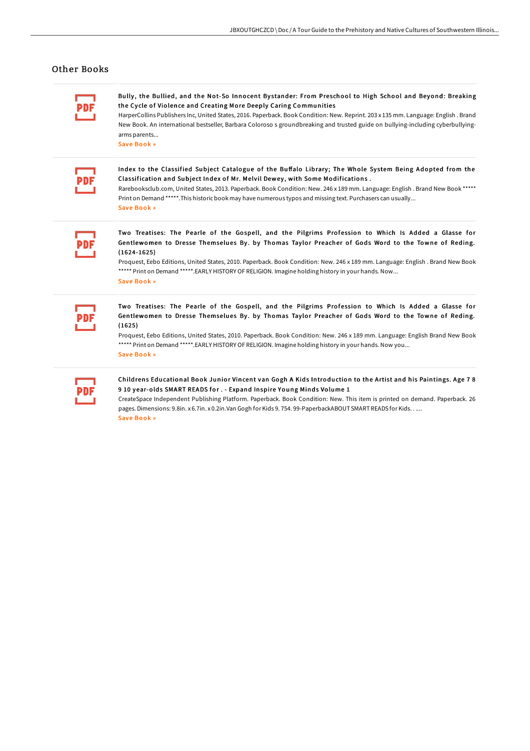## Other Books

**Bully, the Bullied, and the Not-So Innocent Bystander: From Preschool to High School and Beyond: Breaking the Cycle of Violence and Creating More Deeply Caring Communities**

HarperCollins Publishers Inc, United States, 2016. Paperback. Book Condition: New. Reprint. 203 x 135 mm. Language: English . Brand New Book. An international bestseller, Barbara Coloroso s groundbreaking and trusted guide on bullying-including cyberbullying-arms parents...

Save Book »

**Index to the Classified Subject Catalogue of the Buffalo Library; The Whole System Being Adopted from the Classification and Subject Index of Mr. Melvil Dewey, with Some Modifications .**

Rarebooksclub.com, United States, 2013. Paperback. Book Condition: New. 246 x 189 mm. Language: English . Brand New Book ***** Print on Demand *****.This historic book may have numerous typos and missing text. Purchasers can usually...

Save Book »

**Two Treatises: The Pearle of the Gospell, and the Pilgrims Profession to Which Is Added a Glasse for Gentlewomen to Dresse Themselues By. by Thomas Taylor Preacher of Gods Word to the Towne of Reding. (1624-1625)**

Proquest, Eebo Editions, United States, 2010. Paperback. Book Condition: New. 246 x 189 mm. Language: English . Brand New Book ***** Print on Demand *****.EARLY HISTORY OF RELIGION. Imagine holding history in your hands. Now...

Save Book »

**Two Treatises: The Pearle of the Gospell, and the Pilgrims Profession to Which Is Added a Glasse for Gentlewomen to Dresse Themselues By. by Thomas Taylor Preacher of Gods Word to the Towne of Reding. (1625)**

Proquest, Eebo Editions, United States, 2010. Paperback. Book Condition: New. 246 x 189 mm. Language: English Brand New Book ***** Print on Demand *****.EARLY HISTORY OF RELIGION. Imagine holding history in your hands. Now you...

Save Book »

**Childrens Educational Book Junior Vincent van Gogh A Kids Introduction to the Artist and his Paintings. Age 7 8 9 10 year-olds SMART READS for . - Expand Inspire Young Minds Volume 1**

CreateSpace Independent Publishing Platform. Paperback. Book Condition: New. This item is printed on demand. Paperback. 26 pages. Dimensions: 9.8in. x 6.7in. x 0.2in.Van Gogh for Kids 9. 754. 99-PaperbackABOUT SMART READS for Kids. . ....

Save Book »